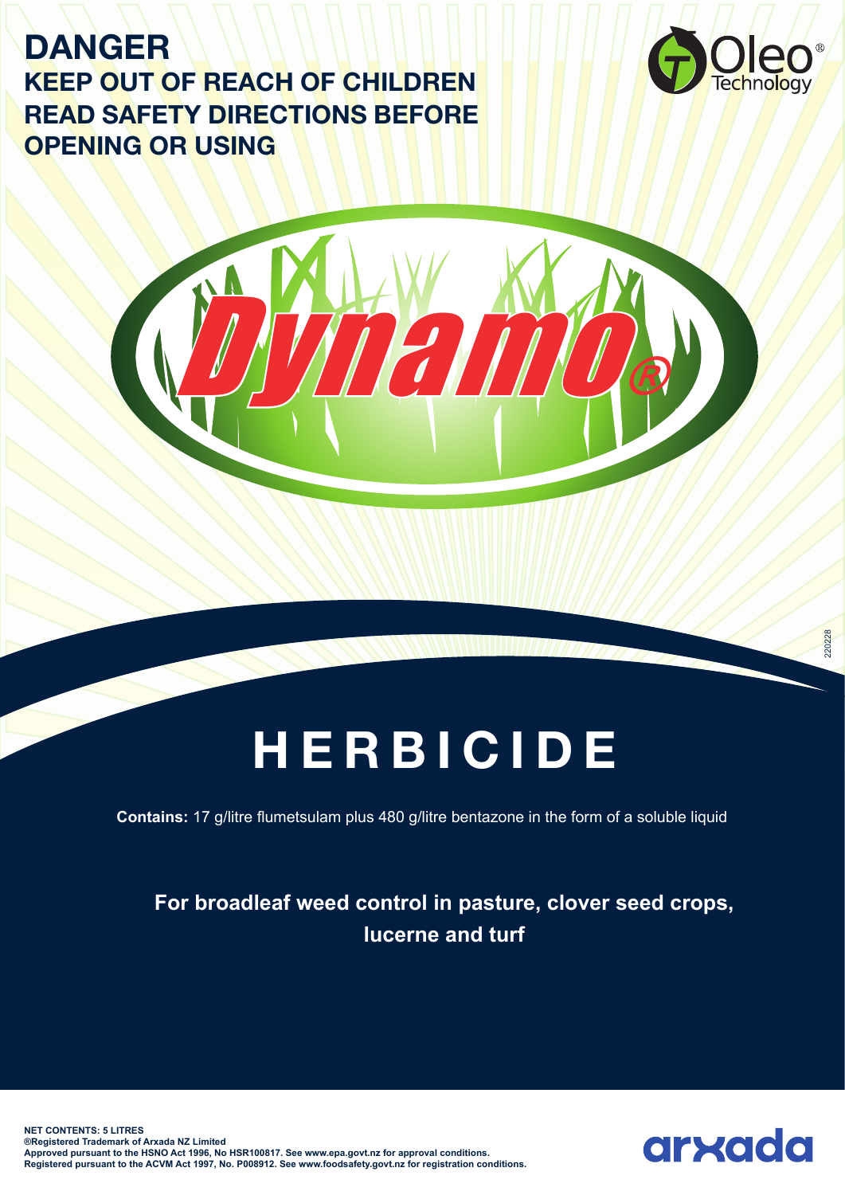# DANGER

## KEEP OUT OF REACH OF CHILDREN
## READ SAFETY DIRECTIONS BEFORE OPENING OR USING

Oleo® Technology

# Dynamo®

# HERBICIDE

**Contains:** 17 g/litre flumetsulam plus 480 g/litre bentazone in the form of a soluble liquid

**For broadleaf weed control in pasture, clover seed crops, lucerne and turf**

220228

**NET CONTENTS: 5 LITRES**
**®Registered Trademark of Arxada NZ Limited**
**Approved pursuant to the HSNO Act 1996, No HSR100817. See www.epa.govt.nz for approval conditions.**
**Registered pursuant to the ACVM Act 1997, No. P008912. See www.foodsafety.govt.nz for registration conditions.**

arxada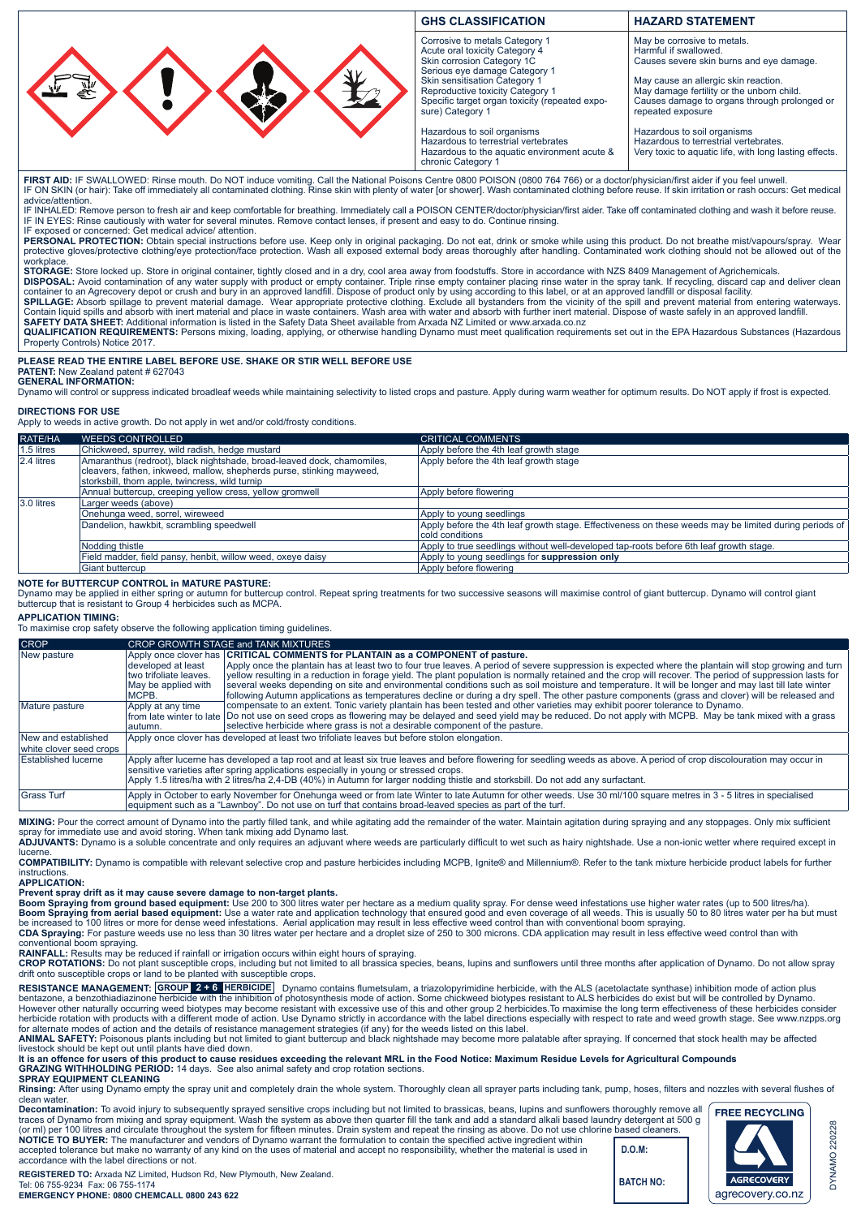| GHS CLASSIFICATION | HAZARD STATEMENT |
|---|---|
| Corrosive to metals Category 1<br>Acute oral toxicity Category 4<br>Skin corrosion Category 1C<br>Serious eye damage Category 1<br>Skin sensitisation Category 1<br>Reproductive toxicity Category 1<br>Specific target organ toxicity (repeated exposure) Category 1 | May be corrosive to metals.<br>Harmful if swallowed.<br>Causes severe skin burns and eye damage.<br><br>May cause an allergic skin reaction.<br>May damage fertility or the unborn child.<br>Causes damage to organs through prolonged or repeated exposure |
| Hazardous to soil organisms<br>Hazardous to terrestrial vertebrates<br>Hazardous to the aquatic environment acute & chronic Category 1 | Hazardous to soil organisms<br>Hazardous to terrestrial vertebrates.<br>Very toxic to aquatic life, with long lasting effects. |

**FIRST AID:** IF SWALLOWED: Rinse mouth. Do NOT induce vomiting. Call the National Poisons Centre 0800 POISON (0800 764 766) or a doctor/physician/first aider if you feel unwell.
IF ON SKIN (or hair): Take off immediately all contaminated clothing. Rinse skin with plenty of water [or shower]. Wash contaminated clothing before reuse. If skin irritation or rash occurs: Get medical advice/attention.
IF INHALED: Remove person to fresh air and keep comfortable for breathing. Immediately call a POISON CENTER/doctor/physician/first aider. Take off contaminated clothing and wash it before reuse.
IF IN EYES: Rinse cautiously with water for several minutes. Remove contact lenses, if present and easy to do. Continue rinsing.
IF exposed or concerned: Get medical advice/ attention.

**PERSONAL PROTECTION:** Obtain special instructions before use. Keep only in original packaging. Do not eat, drink or smoke while using this product. Do not breathe mist/vapours/spray. Wear protective gloves/protective clothing/eye protection/face protection. Wash all exposed external body areas thoroughly after handling. Contaminated work clothing should not be allowed out of the workplace.

**STORAGE:** Store locked up. Store in original container, tightly closed and in a dry, cool area away from foodstuffs. Store in accordance with NZS 8409 Management of Agrichemicals.

**DISPOSAL:** Avoid contamination of any water supply with product or empty container. Triple rinse empty container placing rinse water in the spray tank. If recycling, discard cap and deliver clean container to an Agrecovery depot or crush and bury in an approved landfill. Dispose of product only by using according to this label, or at an approved landfill or disposal facility.

**SPILLAGE:** Absorb spillage to prevent material damage. Wear appropriate protective clothing. Exclude all bystanders from the vicinity of the spill and prevent material from entering waterways. Contain liquid spills and absorb with inert material and place in waste containers. Wash area with water and absorb with further inert material. Dispose of waste safely in an approved landfill.

**SAFETY DATA SHEET:** Additional information is listed in the Safety Data Sheet available from Arxada NZ Limited or www.arxada.co.nz

**QUALIFICATION REQUIREMENTS:** Persons mixing, loading, applying, or otherwise handling Dynamo must meet qualification requirements set out in the EPA Hazardous Substances (Hazardous Property Controls) Notice 2017.

**PLEASE READ THE ENTIRE LABEL BEFORE USE. SHAKE OR STIR WELL BEFORE USE**

**PATENT:** New Zealand patent # 627043

**GENERAL INFORMATION:**

Dynamo will control or suppress indicated broadleaf weeds while maintaining selectivity to listed crops and pasture. Apply during warm weather for optimum results. Do NOT apply if frost is expected.

**DIRECTIONS FOR USE**

Apply to weeds in active growth. Do not apply in wet and/or cold/frosty conditions.

| RATE/HA | WEEDS CONTROLLED | CRITICAL COMMENTS |
|---|---|---|
| 1.5 litres | Chickweed, spurrey, wild radish, hedge mustard | Apply before the 4th leaf growth stage |
| 2.4 litres | Amaranthus (redroot), black nightshade, broad-leaved dock, chamomiles, cleavers, fathen, inkweed, mallow, shepherds purse, stinking mayweed, storksbill, thorn apple, twincress, wild turnip | Apply before the 4th leaf growth stage |
| | Annual buttercup, creeping yellow cress, yellow gromwell | Apply before flowering |
| 3.0 litres | Larger weeds (above) | |
| | Onehunga weed, sorrel, wireweed | Apply to young seedlings |
| | Dandelion, hawkbit, scrambling speedwell | Apply before the 4th leaf growth stage. Effectiveness on these weeds may be limited during periods of cold conditions |
| | Nodding thistle | Apply to true seedlings without well-developed tap-roots before 6th leaf growth stage. |
| | Field madder, field pansy, henbit, willow weed, oxeye daisy | Apply to young seedlings for **suppression only** |
| | Giant buttercup | Apply before flowering |

**NOTE for BUTTERCUP CONTROL in MATURE PASTURE:**

Dynamo may be applied in either spring or autumn for buttercup control. Repeat spring treatments for two successive seasons will maximise control of giant buttercup. Dynamo will control giant buttercup that is resistant to Group 4 herbicides such as MCPA.

**APPLICATION TIMING:**

To maximise crop safety observe the following application timing guidelines.

| CROP | CROP GROWTH STAGE and TANK MIXTURES | |
|---|---|---|
| New pasture | Apply once clover has developed at least two trifoliate leaves. May be applied with MCPB. | **CRITICAL COMMENTS for PLANTAIN as a COMPONENT of pasture.**<br>Apply once the plantain has at least two to four true leaves. A period of severe suppression is expected where the plantain will stop growing and turn yellow resulting in a reduction in forage yield. The plant population is normally retained and the crop will recover. The period of suppression lasts for several weeks depending on site and environmental conditions such as soil moisture and temperature. It will be longer and may last till later winter following Autumn applications as temperatures decline or during a dry spell. The other pasture components (grass and clover) will be released and compensate to an extent. Tonic variety plantain has been tested and other varieties may exhibit poorer tolerance to Dynamo.<br>Do not use on seed crops as flowering may be delayed and seed yield may be reduced. Do not apply with MCPB. May be tank mixed with a grass selective herbicide where grass is not a desirable component of the pasture. |
| Mature pasture | Apply at any time from late winter to late autumn. | |
| New and established white clover seed crops | Apply once clover has developed at least two trifoliate leaves but before stolon elongation. | |
| Established lucerne | Apply after lucerne has developed a tap root and at least six true leaves and before flowering for seedling weeds as above. A period of crop discolouration may occur in sensitive varieties after spring applications especially in young or stressed crops.<br>Apply 1.5 litres/ha with 2 litres/ha 2,4-DB (40%) in Autumn for larger nodding thistle and storksbill. Do not add any surfactant. | |
| Grass Turf | Apply in October to early November for Onehunga weed or from late Winter to late Autumn for other weeds. Use 30 ml/100 square metres in 3 - 5 litres in specialised equipment such as a "Lawnboy". Do not use on turf that contains broad-leaved species as part of the turf. | |

**MIXING:** Pour the correct amount of Dynamo into the partly filled tank, and while agitating add the remainder of the water. Maintain agitation during spraying and any stoppages. Only mix sufficient spray for immediate use and avoid storing. When tank mixing add Dynamo last.

**ADJUVANTS:** Dynamo is a soluble concentrate and only requires an adjuvant where weeds are particularly difficult to wet such as hairy nightshade. Use a non-ionic wetter where required except in lucerne.

**COMPATIBILITY:** Dynamo is compatible with relevant selective crop and pasture herbicides including MCPB, Ignite® and Millennium®. Refer to the tank mixture herbicide product labels for further instructions.

**APPLICATION:**

**Prevent spray drift as it may cause severe damage to non-target plants.**

**Boom Spraying from ground based equipment:** Use 200 to 300 litres water per hectare as a medium quality spray. For dense weed infestations use higher water rates (up to 500 litres/ha).

**Boom Spraying from aerial based equipment:** Use a water rate and application technology that ensured good and even coverage of all weeds. This is usually 50 to 80 litres water per ha but must be increased to 100 litres or more for dense weed infestations. Aerial application may result in less effective weed control than with conventional boom spraying.

**CDA Spraying:** For pasture weeds use no less than 30 litres water per hectare and a droplet size of 250 to 300 microns. CDA application may result in less effective weed control than with conventional boom spraying.

**RAINFALL:** Results may be reduced if rainfall or irrigation occurs within eight hours of spraying.

**CROP ROTATIONS:** Do not plant susceptible crops, including but not limited to all brassica species, beans, lupins and sunflowers until three months after application of Dynamo. Do not allow spray drift onto susceptible crops or land to be planted with susceptible crops.

**RESISTANCE MANAGEMENT:** **GROUP 2 + 6 HERBICIDE** Dynamo contains flumetsulam, a triazolopyrimidine herbicide, with the ALS (acetolactate synthase) inhibition mode of action plus bentazone, a benzothiadiazinone herbicide with the inhibition of photosynthesis mode of action. Some chickweed biotypes resistant to ALS herbicides do exist but will be controlled by Dynamo. However other naturally occurring weed biotypes may become resistant with excessive use of this and other group 2 herbicides.To maximise the long term effectiveness of these herbicides consider herbicide rotation with products with a different mode of action. Use Dynamo strictly in accordance with the label directions especially with respect to rate and weed growth stage. See www.nzpps.org for alternate modes of action and the details of resistance management strategies (if any) for the weeds listed on this label.

**ANIMAL SAFETY:** Poisonous plants including but not limited to giant buttercup and black nightshade may become more palatable after spraying. If concerned that stock health may be affected livestock should be kept out until plants have died down.

**It is an offence for users of this product to cause residues exceeding the relevant MRL in the Food Notice: Maximum Residue Levels for Agricultural Compounds**

**GRAZING WITHHOLDING PERIOD:** 14 days. See also animal safety and crop rotation sections.

**SPRAY EQUIPMENT CLEANING**

**Rinsing:** After using Dynamo empty the spray unit and completely drain the whole system. Thoroughly clean all sprayer parts including tank, pump, hoses, filters and nozzles with several flushes of clean water.

**Decontamination:** To avoid injury to subsequently sprayed sensitive crops including but not limited to brassicas, beans, lupins and sunflowers thoroughly remove all traces of Dynamo from mixing and spray equipment. Wash the system as above then quarter fill the tank and add a standard alkali based laundry detergent at 500 g (or ml) per 100 litres and circulate throughout the system for fifteen minutes. Drain system and repeat the rinsing as above. Do not use chlorine based cleaners.

**NOTICE TO BUYER:** The manufacturer and vendors of Dynamo warrant the formulation to contain the specified active ingredient within accepted tolerance but make no warranty of any kind on the uses of material and accept no responsibility, whether the material is used in accordance with the label directions or not.

**REGISTERED TO:** Arxada NZ Limited, Hudson Rd, New Plymouth, New Zealand.
Tel: 06 755-9234 Fax: 06 755-1174
**EMERGENCY PHONE: 0800 CHEMCALL 0800 243 622**

**D.O.M:**

**BATCH NO:**

**FREE RECYCLING**
AGRECOVERY
agrecovery.co.nz

DYNAMO 220228